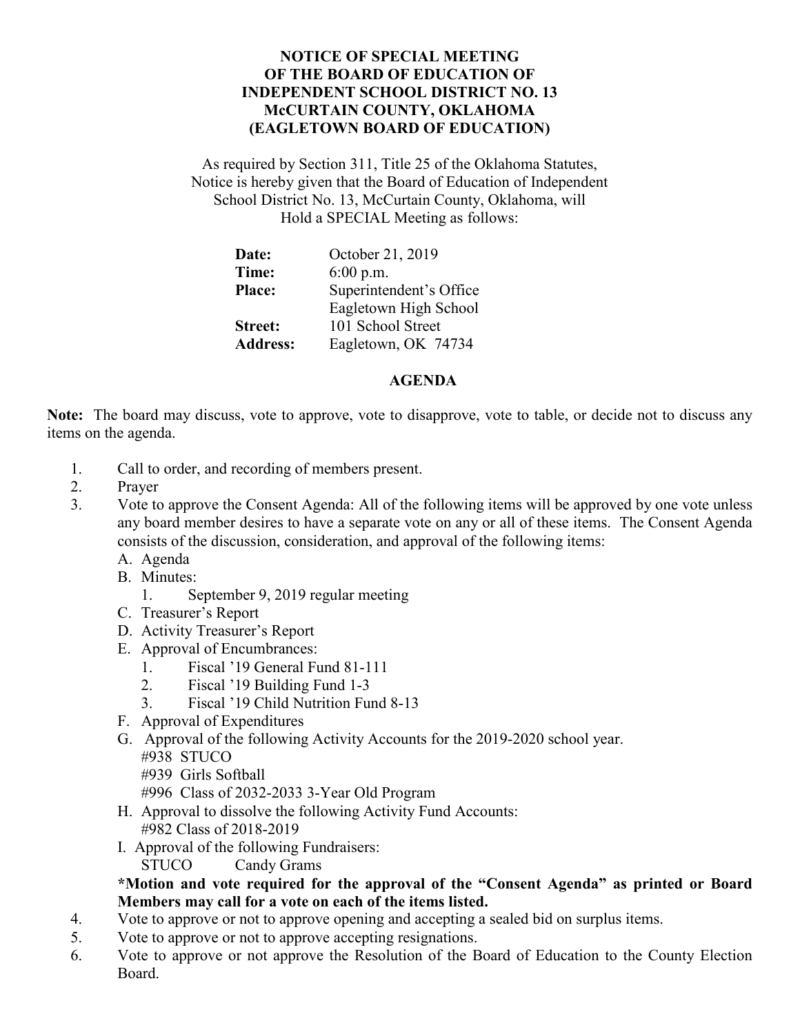**NOTICE OF SPECIAL MEETING**
**OF THE BOARD OF EDUCATION OF**
**INDEPENDENT SCHOOL DISTRICT NO. 13**
**McCURTAIN COUNTY, OKLAHOMA**
**(EAGLETOWN BOARD OF EDUCATION)**

As required by Section 311, Title 25 of the Oklahoma Statutes, Notice is hereby given that the Board of Education of Independent School District No. 13, McCurtain County, Oklahoma, will Hold a SPECIAL Meeting as follows:

| | |
|---|---|
| **Date:** | October 21, 2019 |
| **Time:** | 6:00 p.m. |
| **Place:** | Superintendent's Office<br>Eagletown High School |
| **Street:** | 101 School Street |
| **Address:** | Eagletown, OK 74734 |

**AGENDA**

**Note:** The board may discuss, vote to approve, vote to disapprove, vote to table, or decide not to discuss any items on the agenda.

1. Call to order, and recording of members present.
2. Prayer
3. Vote to approve the Consent Agenda: All of the following items will be approved by one vote unless any board member desires to have a separate vote on any or all of these items. The Consent Agenda consists of the discussion, consideration, and approval of the following items:
   A. Agenda
   B. Minutes:
      1. September 9, 2019 regular meeting
   C. Treasurer's Report
   D. Activity Treasurer's Report
   E. Approval of Encumbrances:
      1. Fiscal '19 General Fund 81-111
      2. Fiscal '19 Building Fund 1-3
      3. Fiscal '19 Child Nutrition Fund 8-13
   F. Approval of Expenditures
   G. Approval of the following Activity Accounts for the 2019-2020 school year.
      #938 STUCO
      #939 Girls Softball
      #996 Class of 2032-2033 3-Year Old Program
   H. Approval to dissolve the following Activity Fund Accounts:
      #982 Class of 2018-2019
   I. Approval of the following Fundraisers:
      STUCO Candy Grams

   **\*Motion and vote required for the approval of the "Consent Agenda" as printed or Board Members may call for a vote on each of the items listed.**
4. Vote to approve or not to approve opening and accepting a sealed bid on surplus items.
5. Vote to approve or not to approve accepting resignations.
6. Vote to approve or not approve the Resolution of the Board of Education to the County Election Board.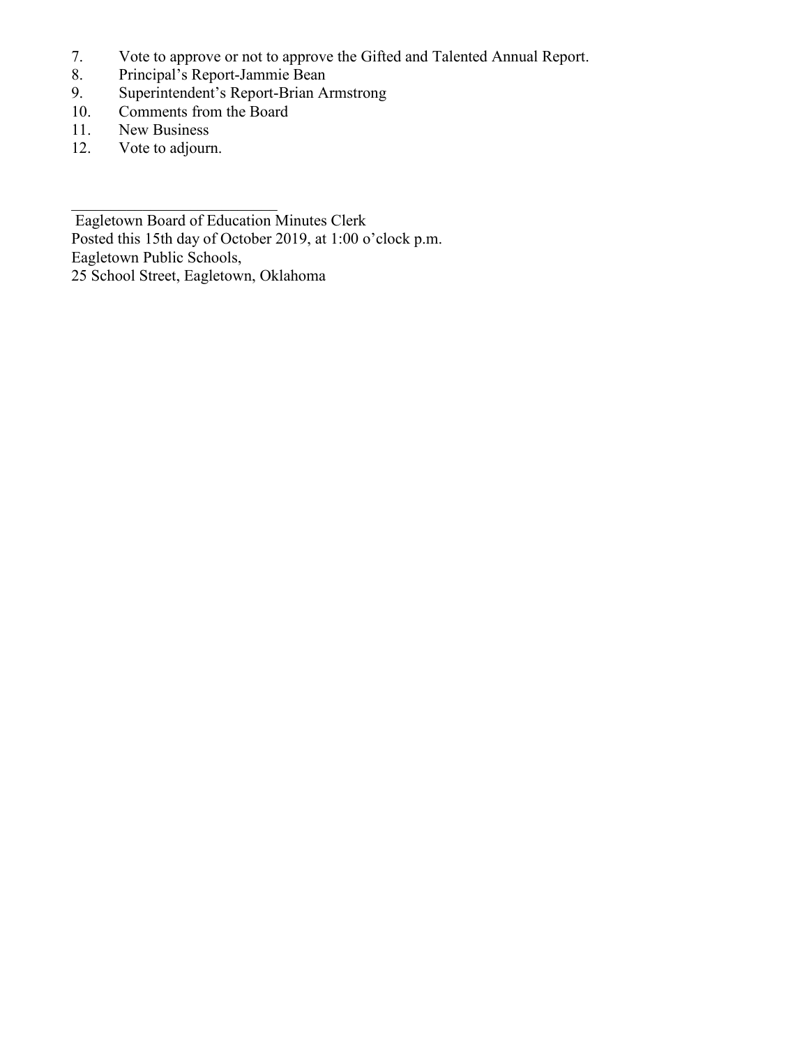7. Vote to approve or not to approve the Gifted and Talented Annual Report.
8. Principal's Report-Jammie Bean
9. Superintendent's Report-Brian Armstrong
10. Comments from the Board
11. New Business
12. Vote to adjourn.

\_\_\_\_\_\_\_\_\_\_\_\_\_\_\_\_\_\_\_\_\_\_\_\_\_\_\_\_

Eagletown Board of Education Minutes Clerk
Posted this 15th day of October 2019, at 1:00 o'clock p.m.
Eagletown Public Schools,
25 School Street, Eagletown, Oklahoma